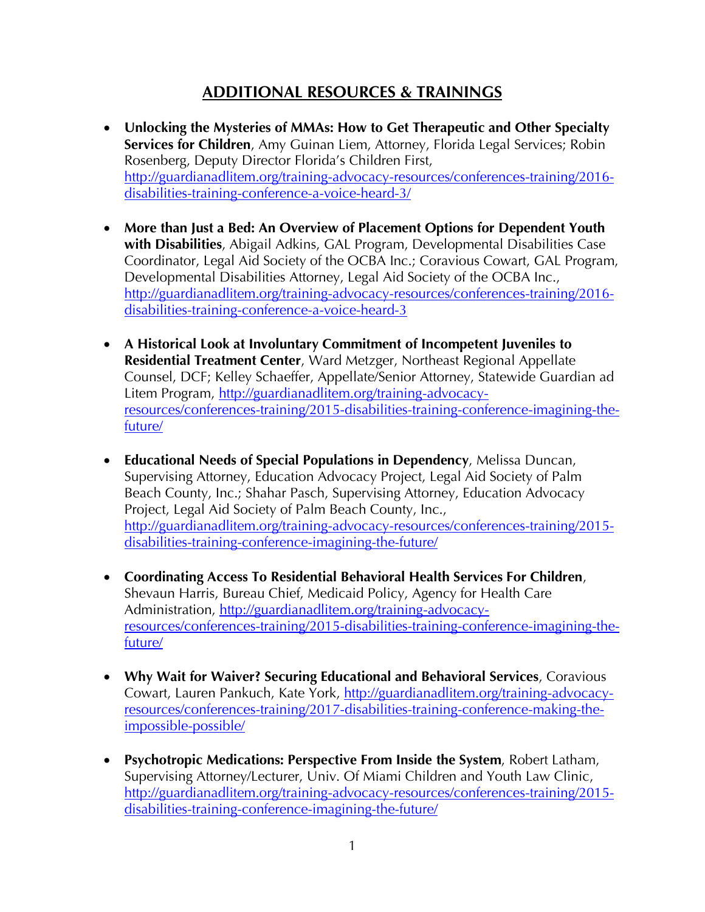## ADDITIONAL RESOURCES & TRAININGS

- **Unlocking the Mysteries of MMAs: How to Get Therapeutic and Other Specialty Services for Children**, Amy Guinan Liem, Attorney, Florida Legal Services; Robin Rosenberg, Deputy Director Florida's Children First, http://guardianadlitem.org/training-advocacy-resources/conferences-training/2016-disabilities-training-conference-a-voice-heard-3/

- **More than Just a Bed: An Overview of Placement Options for Dependent Youth with Disabilities**, Abigail Adkins, GAL Program, Developmental Disabilities Case Coordinator, Legal Aid Society of the OCBA Inc.; Coravious Cowart, GAL Program, Developmental Disabilities Attorney, Legal Aid Society of the OCBA Inc., http://guardianadlitem.org/training-advocacy-resources/conferences-training/2016-disabilities-training-conference-a-voice-heard-3

- **A Historical Look at Involuntary Commitment of Incompetent Juveniles to Residential Treatment Center**, Ward Metzger, Northeast Regional Appellate Counsel, DCF; Kelley Schaeffer, Appellate/Senior Attorney, Statewide Guardian ad Litem Program, http://guardianadlitem.org/training-advocacy-resources/conferences-training/2015-disabilities-training-conference-imagining-the-future/

- **Educational Needs of Special Populations in Dependency**, Melissa Duncan, Supervising Attorney, Education Advocacy Project, Legal Aid Society of Palm Beach County, Inc.; Shahar Pasch, Supervising Attorney, Education Advocacy Project, Legal Aid Society of Palm Beach County, Inc., http://guardianadlitem.org/training-advocacy-resources/conferences-training/2015-disabilities-training-conference-imagining-the-future/

- **Coordinating Access To Residential Behavioral Health Services For Children**, Shevaun Harris, Bureau Chief, Medicaid Policy, Agency for Health Care Administration, http://guardianadlitem.org/training-advocacy-resources/conferences-training/2015-disabilities-training-conference-imagining-the-future/

- **Why Wait for Waiver? Securing Educational and Behavioral Services**, Coravious Cowart, Lauren Pankuch, Kate York, http://guardianadlitem.org/training-advocacy-resources/conferences-training/2017-disabilities-training-conference-making-the-impossible-possible/

- **Psychotropic Medications: Perspective From Inside the System**, Robert Latham, Supervising Attorney/Lecturer, Univ. Of Miami Children and Youth Law Clinic, http://guardianadlitem.org/training-advocacy-resources/conferences-training/2015-disabilities-training-conference-imagining-the-future/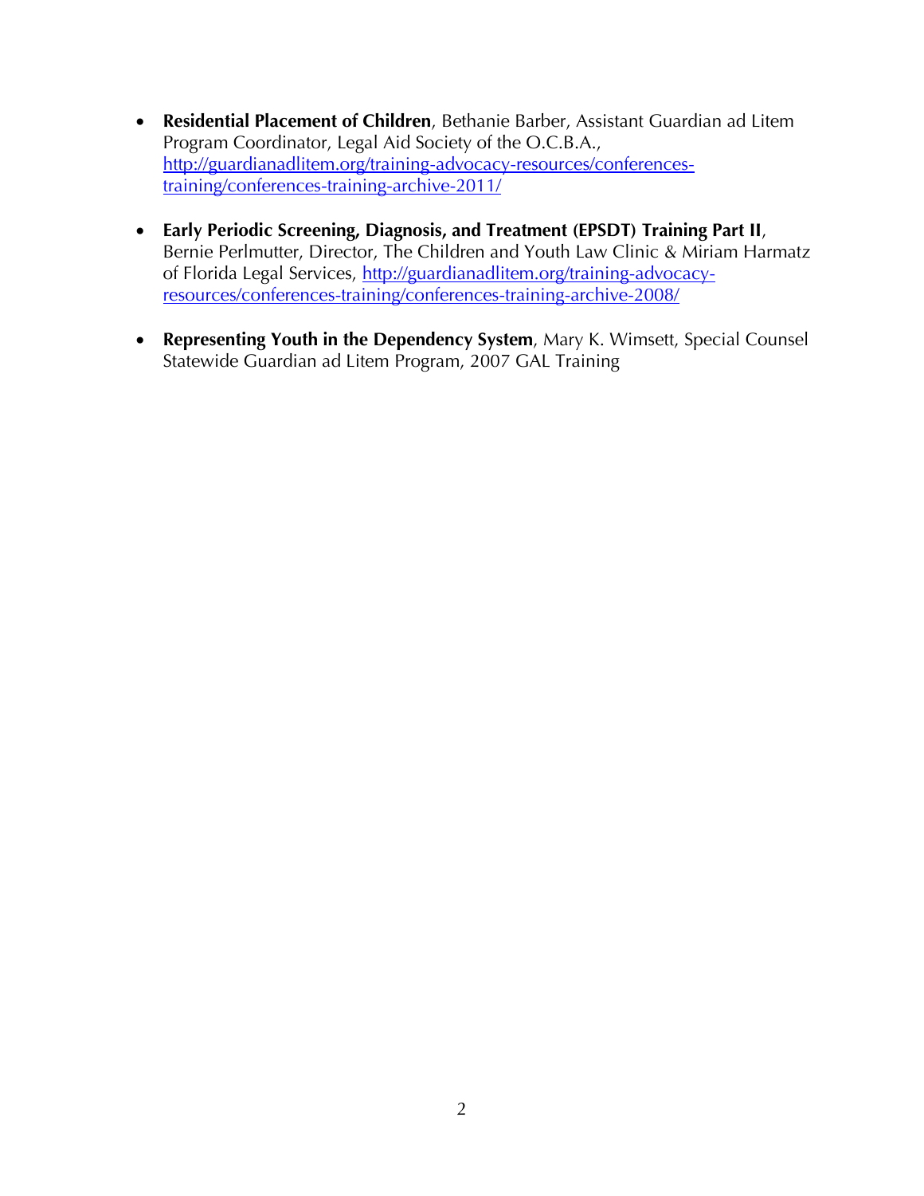- **Residential Placement of Children**, Bethanie Barber, Assistant Guardian ad Litem Program Coordinator, Legal Aid Society of the O.C.B.A., http://guardianadlitem.org/training-advocacy-resources/conferences-training/conferences-training-archive-2011/

- **Early Periodic Screening, Diagnosis, and Treatment (EPSDT) Training Part II**, Bernie Perlmutter, Director, The Children and Youth Law Clinic & Miriam Harmatz of Florida Legal Services, http://guardianadlitem.org/training-advocacy-resources/conferences-training/conferences-training-archive-2008/

- **Representing Youth in the Dependency System**, Mary K. Wimsett, Special Counsel Statewide Guardian ad Litem Program, 2007 GAL Training